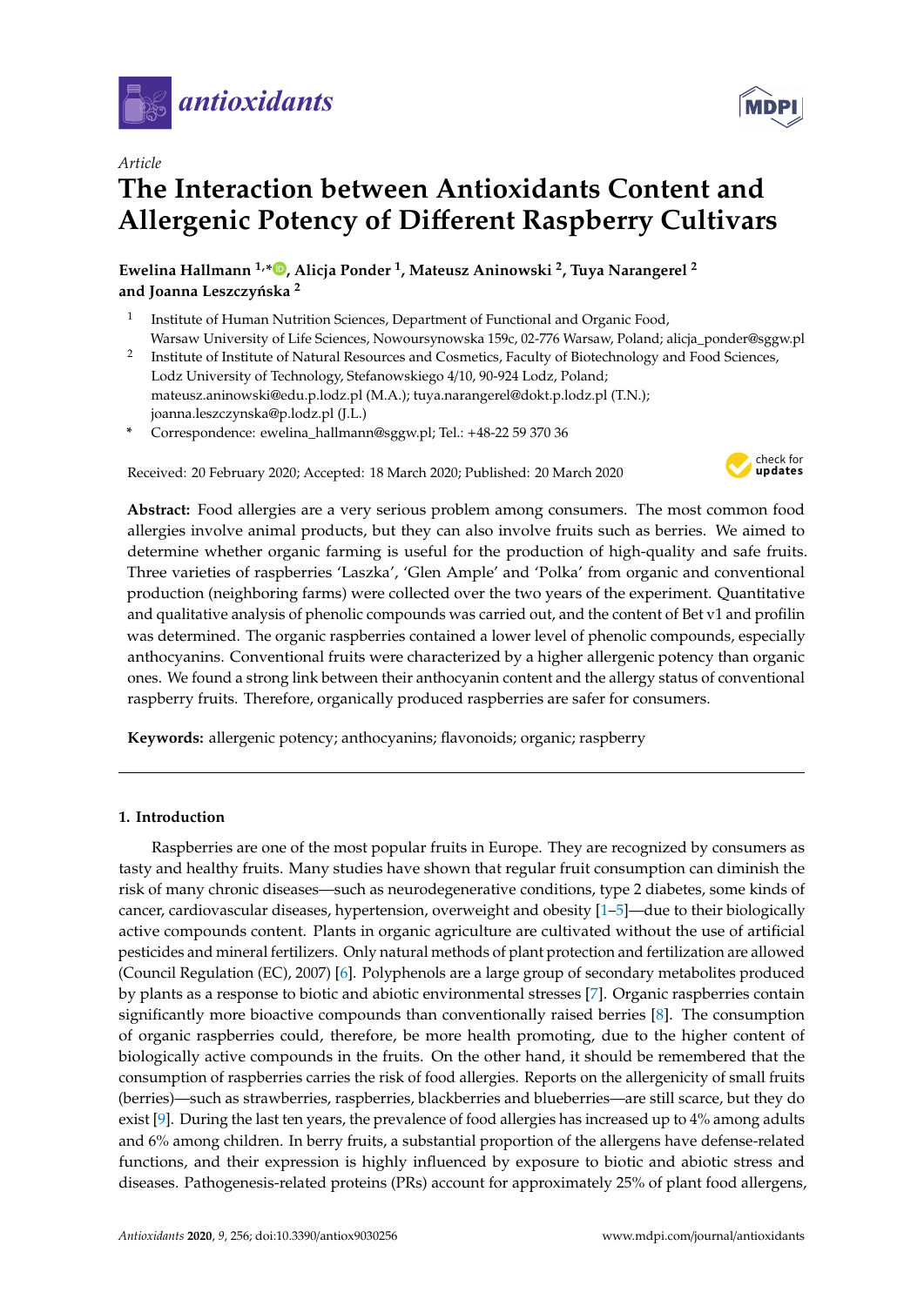*antioxidants*

Article

# The Interaction between Antioxidants Content and Allergenic Potency of Different Raspberry Cultivars

**Ewelina Hallmann [1,*], Alicja Ponder [1], Mateusz Aninowski [2], Tuya Narangerel [2] and Joanna Leszczyńska [2]**

[1] Institute of Human Nutrition Sciences, Department of Functional and Organic Food, Warsaw University of Life Sciences, Nowoursynowska 159c, 02-776 Warsaw, Poland; alicja_ponder@sggw.pl

[2] Institute of Institute of Natural Resources and Cosmetics, Faculty of Biotechnology and Food Sciences, Lodz University of Technology, Stefanowskiego 4/10, 90-924 Lodz, Poland; mateusz.aninowski@edu.p.lodz.pl (M.A.); tuya.narangerel@dokt.p.lodz.pl (T.N.); joanna.leszczynska@p.lodz.pl (J.L.)

\* Correspondence: ewelina_hallmann@sggw.pl; Tel.: +48-22 59 370 36

Received: 20 February 2020; Accepted: 18 March 2020; Published: 20 March 2020

**Abstract:** Food allergies are a very serious problem among consumers. The most common food allergies involve animal products, but they can also involve fruits such as berries. We aimed to determine whether organic farming is useful for the production of high-quality and safe fruits. Three varieties of raspberries 'Laszka', 'Glen Ample' and 'Polka' from organic and conventional production (neighboring farms) were collected over the two years of the experiment. Quantitative and qualitative analysis of phenolic compounds was carried out, and the content of Bet v1 and profilin was determined. The organic raspberries contained a lower level of phenolic compounds, especially anthocyanins. Conventional fruits were characterized by a higher allergenic potency than organic ones. We found a strong link between their anthocyanin content and the allergy status of conventional raspberry fruits. Therefore, organically produced raspberries are safer for consumers.

**Keywords:** allergenic potency; anthocyanins; flavonoids; organic; raspberry

## 1. Introduction

Raspberries are one of the most popular fruits in Europe. They are recognized by consumers as tasty and healthy fruits. Many studies have shown that regular fruit consumption can diminish the risk of many chronic diseases—such as neurodegenerative conditions, type 2 diabetes, some kinds of cancer, cardiovascular diseases, hypertension, overweight and obesity [1–5]—due to their biologically active compounds content. Plants in organic agriculture are cultivated without the use of artificial pesticides and mineral fertilizers. Only natural methods of plant protection and fertilization are allowed (Council Regulation (EC), 2007) [6]. Polyphenols are a large group of secondary metabolites produced by plants as a response to biotic and abiotic environmental stresses [7]. Organic raspberries contain significantly more bioactive compounds than conventionally raised berries [8]. The consumption of organic raspberries could, therefore, be more health promoting, due to the higher content of biologically active compounds in the fruits. On the other hand, it should be remembered that the consumption of raspberries carries the risk of food allergies. Reports on the allergenicity of small fruits (berries)—such as strawberries, raspberries, blackberries and blueberries—are still scarce, but they do exist [9]. During the last ten years, the prevalence of food allergies has increased up to 4% among adults and 6% among children. In berry fruits, a substantial proportion of the allergens have defense-related functions, and their expression is highly influenced by exposure to biotic and abiotic stress and diseases. Pathogenesis-related proteins (PRs) account for approximately 25% of plant food allergens,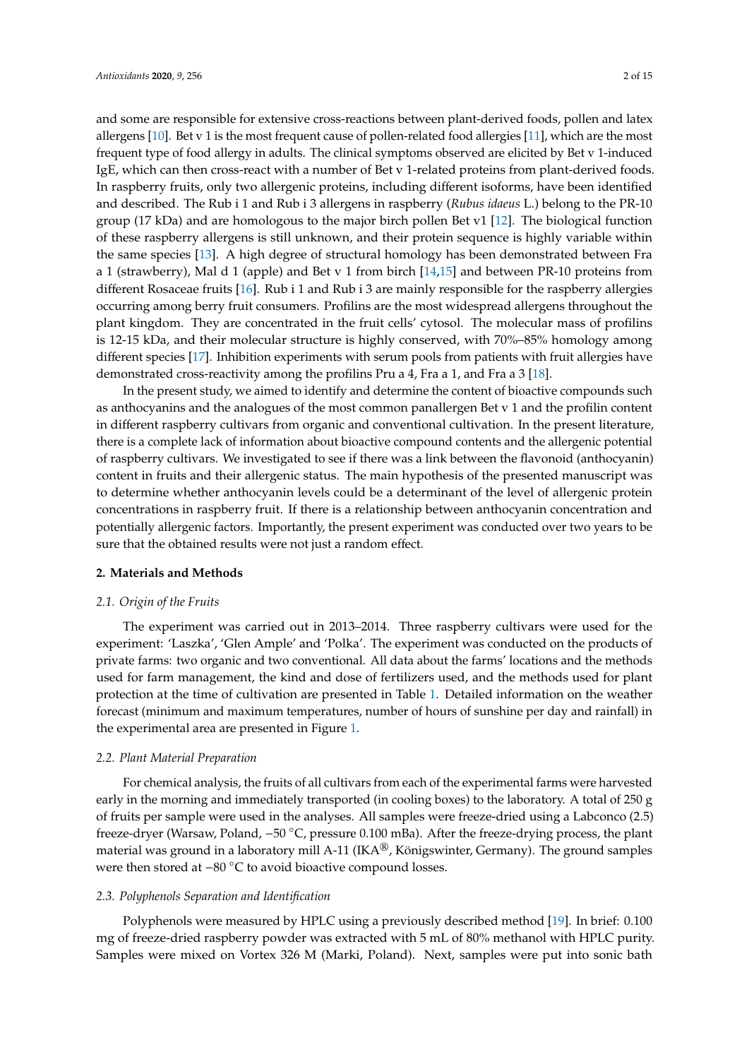and some are responsible for extensive cross-reactions between plant-derived foods, pollen and latex allergens [10]. Bet v 1 is the most frequent cause of pollen-related food allergies [11], which are the most frequent type of food allergy in adults. The clinical symptoms observed are elicited by Bet v 1-induced IgE, which can then cross-react with a number of Bet v 1-related proteins from plant-derived foods. In raspberry fruits, only two allergenic proteins, including different isoforms, have been identified and described. The Rub i 1 and Rub i 3 allergens in raspberry (*Rubus idaeus* L.) belong to the PR-10 group (17 kDa) and are homologous to the major birch pollen Bet v1 [12]. The biological function of these raspberry allergens is still unknown, and their protein sequence is highly variable within the same species [13]. A high degree of structural homology has been demonstrated between Fra a 1 (strawberry), Mal d 1 (apple) and Bet v 1 from birch [14,15] and between PR-10 proteins from different Rosaceae fruits [16]. Rub i 1 and Rub i 3 are mainly responsible for the raspberry allergies occurring among berry fruit consumers. Profilins are the most widespread allergens throughout the plant kingdom. They are concentrated in the fruit cells' cytosol. The molecular mass of profilins is 12-15 kDa, and their molecular structure is highly conserved, with 70%–85% homology among different species [17]. Inhibition experiments with serum pools from patients with fruit allergies have demonstrated cross-reactivity among the profilins Pru a 4, Fra a 1, and Fra a 3 [18].

In the present study, we aimed to identify and determine the content of bioactive compounds such as anthocyanins and the analogues of the most common panallergen Bet v 1 and the profilin content in different raspberry cultivars from organic and conventional cultivation. In the present literature, there is a complete lack of information about bioactive compound contents and the allergenic potential of raspberry cultivars. We investigated to see if there was a link between the flavonoid (anthocyanin) content in fruits and their allergenic status. The main hypothesis of the presented manuscript was to determine whether anthocyanin levels could be a determinant of the level of allergenic protein concentrations in raspberry fruit. If there is a relationship between anthocyanin concentration and potentially allergenic factors. Importantly, the present experiment was conducted over two years to be sure that the obtained results were not just a random effect.

## 2. Materials and Methods

### 2.1. Origin of the Fruits

The experiment was carried out in 2013–2014. Three raspberry cultivars were used for the experiment: 'Laszka', 'Glen Ample' and 'Polka'. The experiment was conducted on the products of private farms: two organic and two conventional. All data about the farms' locations and the methods used for farm management, the kind and dose of fertilizers used, and the methods used for plant protection at the time of cultivation are presented in Table 1. Detailed information on the weather forecast (minimum and maximum temperatures, number of hours of sunshine per day and rainfall) in the experimental area are presented in Figure 1.

### 2.2. Plant Material Preparation

For chemical analysis, the fruits of all cultivars from each of the experimental farms were harvested early in the morning and immediately transported (in cooling boxes) to the laboratory. A total of 250 g of fruits per sample were used in the analyses. All samples were freeze-dried using a Labconco (2.5) freeze-dryer (Warsaw, Poland, −50 °C, pressure 0.100 mBa). After the freeze-drying process, the plant material was ground in a laboratory mill A-11 (IKA®, Königswinter, Germany). The ground samples were then stored at −80 °C to avoid bioactive compound losses.

### 2.3. Polyphenols Separation and Identification

Polyphenols were measured by HPLC using a previously described method [19]. In brief: 0.100 mg of freeze-dried raspberry powder was extracted with 5 mL of 80% methanol with HPLC purity. Samples were mixed on Vortex 326 M (Marki, Poland). Next, samples were put into sonic bath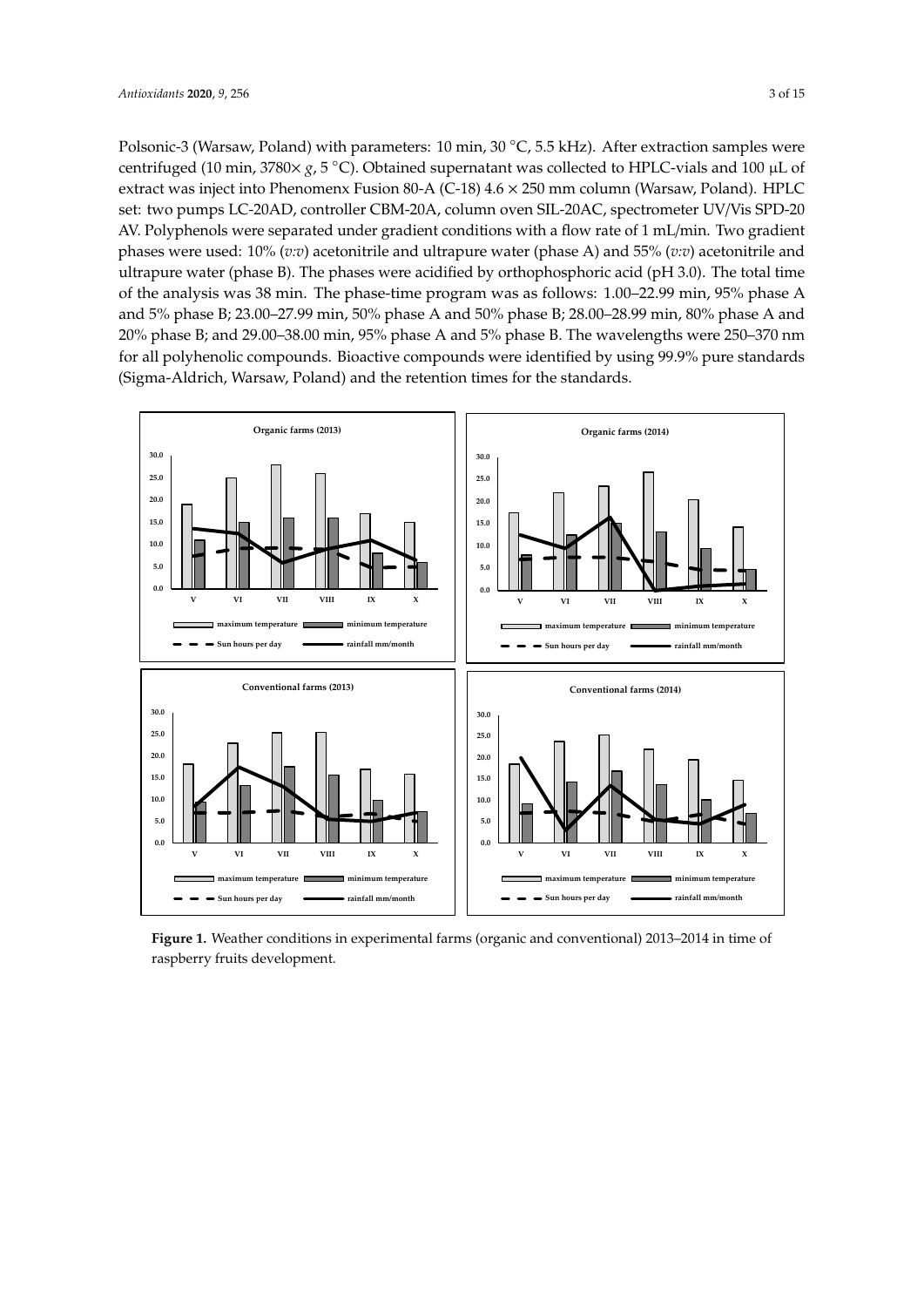Polsonic-3 (Warsaw, Poland) with parameters: 10 min, 30 °C, 5.5 kHz). After extraction samples were centrifuged (10 min, 3780× *g*, 5 °C). Obtained supernatant was collected to HPLC-vials and 100 μL of extract was inject into Phenomenx Fusion 80-A (C-18) 4.6 × 250 mm column (Warsaw, Poland). HPLC set: two pumps LC-20AD, controller CBM-20A, column oven SIL-20AC, spectrometer UV/Vis SPD-20 AV. Polyphenols were separated under gradient conditions with a flow rate of 1 mL/min. Two gradient phases were used: 10% (*v:v*) acetonitrile and ultrapure water (phase A) and 55% (*v:v*) acetonitrile and ultrapure water (phase B). The phases were acidified by orthophosphoric acid (pH 3.0). The total time of the analysis was 38 min. The phase-time program was as follows: 1.00–22.99 min, 95% phase A and 5% phase B; 23.00–27.99 min, 50% phase A and 50% phase B; 28.00–28.99 min, 80% phase A and 20% phase B; and 29.00–38.00 min, 95% phase A and 5% phase B. The wavelengths were 250–370 nm for all polyhenolic compounds. Bioactive compounds were identified by using 99.9% pure standards (Sigma-Aldrich, Warsaw, Poland) and the retention times for the standards.

**Figure 1.** Weather conditions in experimental farms (organic and conventional) 2013–2014 in time of raspberry fruits development.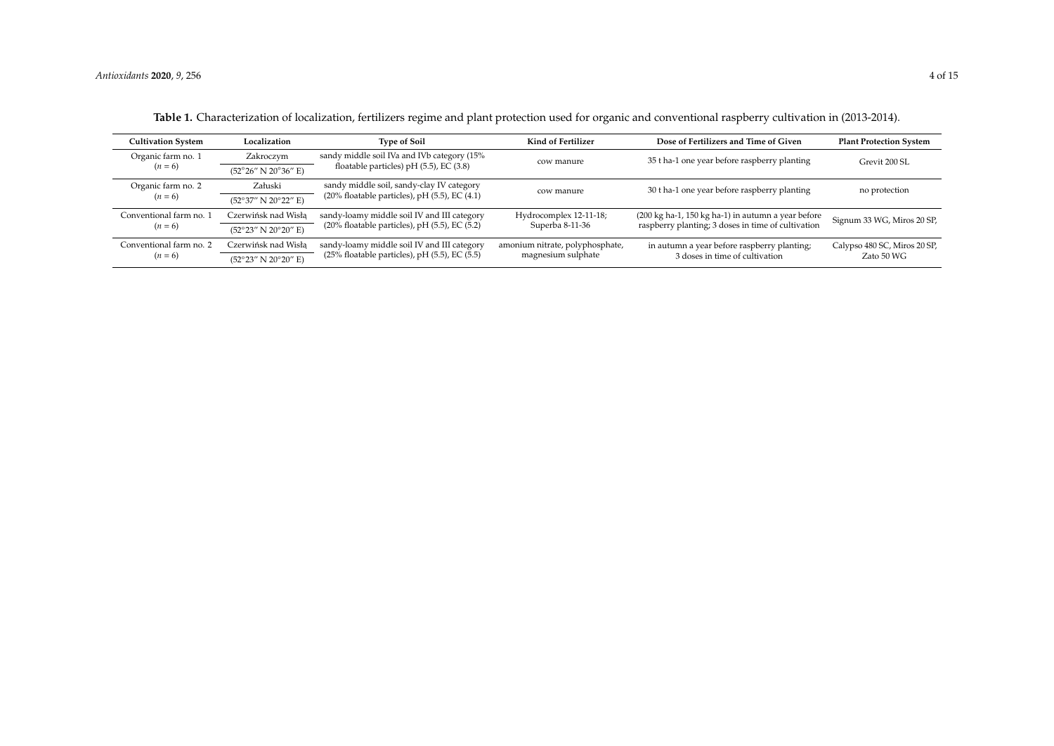**Table 1.** Characterization of localization, fertilizers regime and plant protection used for organic and conventional raspberry cultivation in (2013-2014).

| Cultivation System | Localization | Type of Soil | Kind of Fertilizer | Dose of Fertilizers and Time of Given | Plant Protection System |
|---|---|---|---|---|---|
| Organic farm no. 1 ($n = 6$) | Zakroczym (52°26″ N 20°36″ E) | sandy middle soil IVa and IVb category (15% floatable particles) pH (5.5), EC (3.8) | cow manure | 35 t ha-1 one year before raspberry planting | Grevit 200 SL |
| Organic farm no. 2 ($n = 6$) | Załuski (52°37″ N 20°22″ E) | sandy middle soil, sandy-clay IV category (20% floatable particles), pH (5.5), EC (4.1) | cow manure | 30 t ha-1 one year before raspberry planting | no protection |
| Conventional farm no. 1 ($n = 6$) | Czerwińsk nad Wisłą (52°23″ N 20°20″ E) | sandy-loamy middle soil IV and III category (20% floatable particles), pH (5.5), EC (5.2) | Hydrocomplex 12-11-18; Superba 8-11-36 | (200 kg ha-1, 150 kg ha-1) in autumn a year before raspberry planting; 3 doses in time of cultivation | Signum 33 WG, Miros 20 SP, |
| Conventional farm no. 2 ($n = 6$) | Czerwińsk nad Wisłą (52°23″ N 20°20″ E) | sandy-loamy middle soil IV and III category (25% floatable particles), pH (5.5), EC (5.5) | amonium nitrate, polyphosphate, magnesium sulphate | in autumn a year before raspberry planting; 3 doses in time of cultivation | Calypso 480 SC, Miros 20 SP, Zato 50 WG |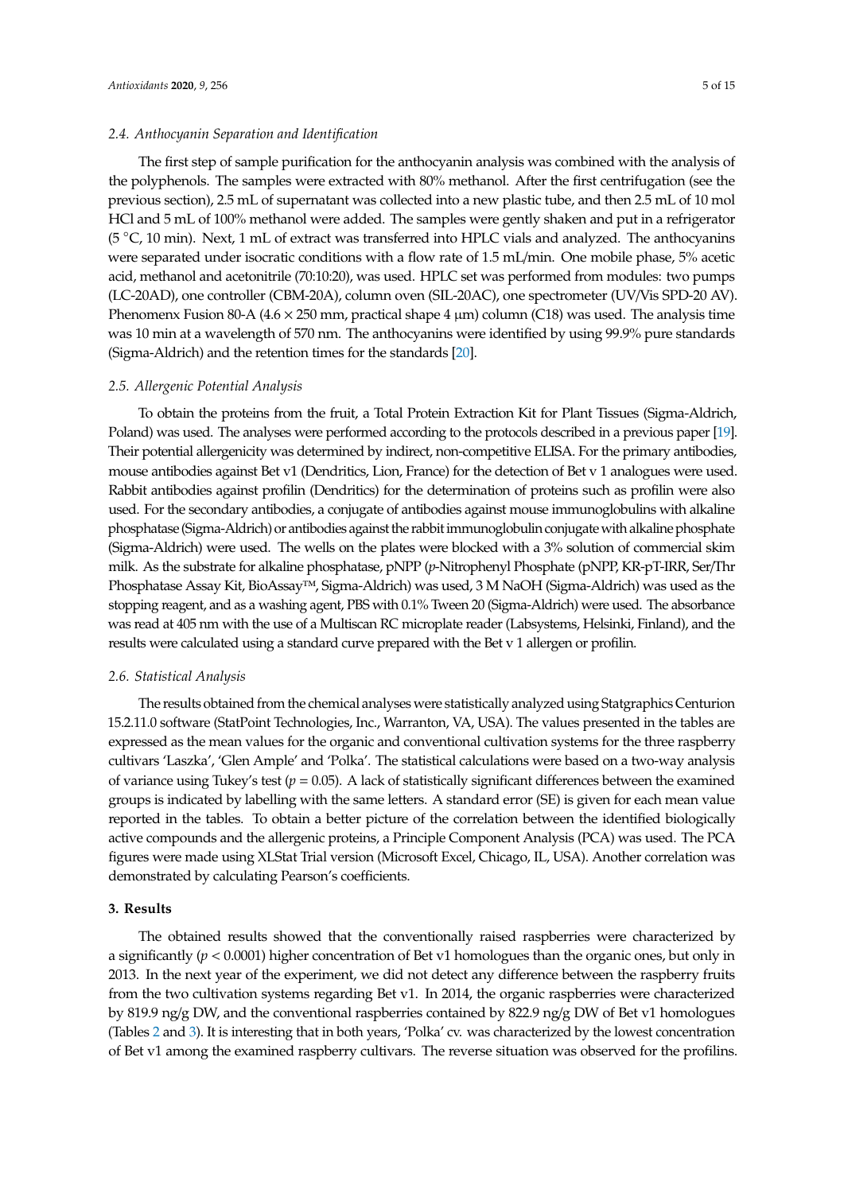### 2.4. Anthocyanin Separation and Identification

The first step of sample purification for the anthocyanin analysis was combined with the analysis of the polyphenols. The samples were extracted with 80% methanol. After the first centrifugation (see the previous section), 2.5 mL of supernatant was collected into a new plastic tube, and then 2.5 mL of 10 mol HCl and 5 mL of 100% methanol were added. The samples were gently shaken and put in a refrigerator (5 °C, 10 min). Next, 1 mL of extract was transferred into HPLC vials and analyzed. The anthocyanins were separated under isocratic conditions with a flow rate of 1.5 mL/min. One mobile phase, 5% acetic acid, methanol and acetonitrile (70:10:20), was used. HPLC set was performed from modules: two pumps (LC-20AD), one controller (CBM-20A), column oven (SIL-20AC), one spectrometer (UV/Vis SPD-20 AV). Phenomenx Fusion 80-A (4.6 × 250 mm, practical shape 4 µm) column (C18) was used. The analysis time was 10 min at a wavelength of 570 nm. The anthocyanins were identified by using 99.9% pure standards (Sigma-Aldrich) and the retention times for the standards [20].

### 2.5. Allergenic Potential Analysis

To obtain the proteins from the fruit, a Total Protein Extraction Kit for Plant Tissues (Sigma-Aldrich, Poland) was used. The analyses were performed according to the protocols described in a previous paper [19]. Their potential allergenicity was determined by indirect, non-competitive ELISA. For the primary antibodies, mouse antibodies against Bet v1 (Dendritics, Lion, France) for the detection of Bet v 1 analogues were used. Rabbit antibodies against profilin (Dendritics) for the determination of proteins such as profilin were also used. For the secondary antibodies, a conjugate of antibodies against mouse immunoglobulins with alkaline phosphatase (Sigma-Aldrich) or antibodies against the rabbit immunoglobulin conjugate with alkaline phosphate (Sigma-Aldrich) were used. The wells on the plates were blocked with a 3% solution of commercial skim milk. As the substrate for alkaline phosphatase, pNPP (*p*-Nitrophenyl Phosphate (pNPP, KR-pT-IRR, Ser/Thr Phosphatase Assay Kit, BioAssay™, Sigma-Aldrich) was used, 3 M NaOH (Sigma-Aldrich) was used as the stopping reagent, and as a washing agent, PBS with 0.1% Tween 20 (Sigma-Aldrich) were used. The absorbance was read at 405 nm with the use of a Multiscan RC microplate reader (Labsystems, Helsinki, Finland), and the results were calculated using a standard curve prepared with the Bet v 1 allergen or profilin.

### 2.6. Statistical Analysis

The results obtained from the chemical analyses were statistically analyzed using Statgraphics Centurion 15.2.11.0 software (StatPoint Technologies, Inc., Warranton, VA, USA). The values presented in the tables are expressed as the mean values for the organic and conventional cultivation systems for the three raspberry cultivars 'Laszka', 'Glen Ample' and 'Polka'. The statistical calculations were based on a two-way analysis of variance using Tukey's test ($p = 0.05$). A lack of statistically significant differences between the examined groups is indicated by labelling with the same letters. A standard error (SE) is given for each mean value reported in the tables. To obtain a better picture of the correlation between the identified biologically active compounds and the allergenic proteins, a Principle Component Analysis (PCA) was used. The PCA figures were made using XLStat Trial version (Microsoft Excel, Chicago, IL, USA). Another correlation was demonstrated by calculating Pearson's coefficients.

## 3. Results

The obtained results showed that the conventionally raised raspberries were characterized by a significantly ($p < 0.0001$) higher concentration of Bet v1 homologues than the organic ones, but only in 2013. In the next year of the experiment, we did not detect any difference between the raspberry fruits from the two cultivation systems regarding Bet v1. In 2014, the organic raspberries were characterized by 819.9 ng/g DW, and the conventional raspberries contained by 822.9 ng/g DW of Bet v1 homologues (Tables 2 and 3). It is interesting that in both years, 'Polka' cv. was characterized by the lowest concentration of Bet v1 among the examined raspberry cultivars. The reverse situation was observed for the profilins.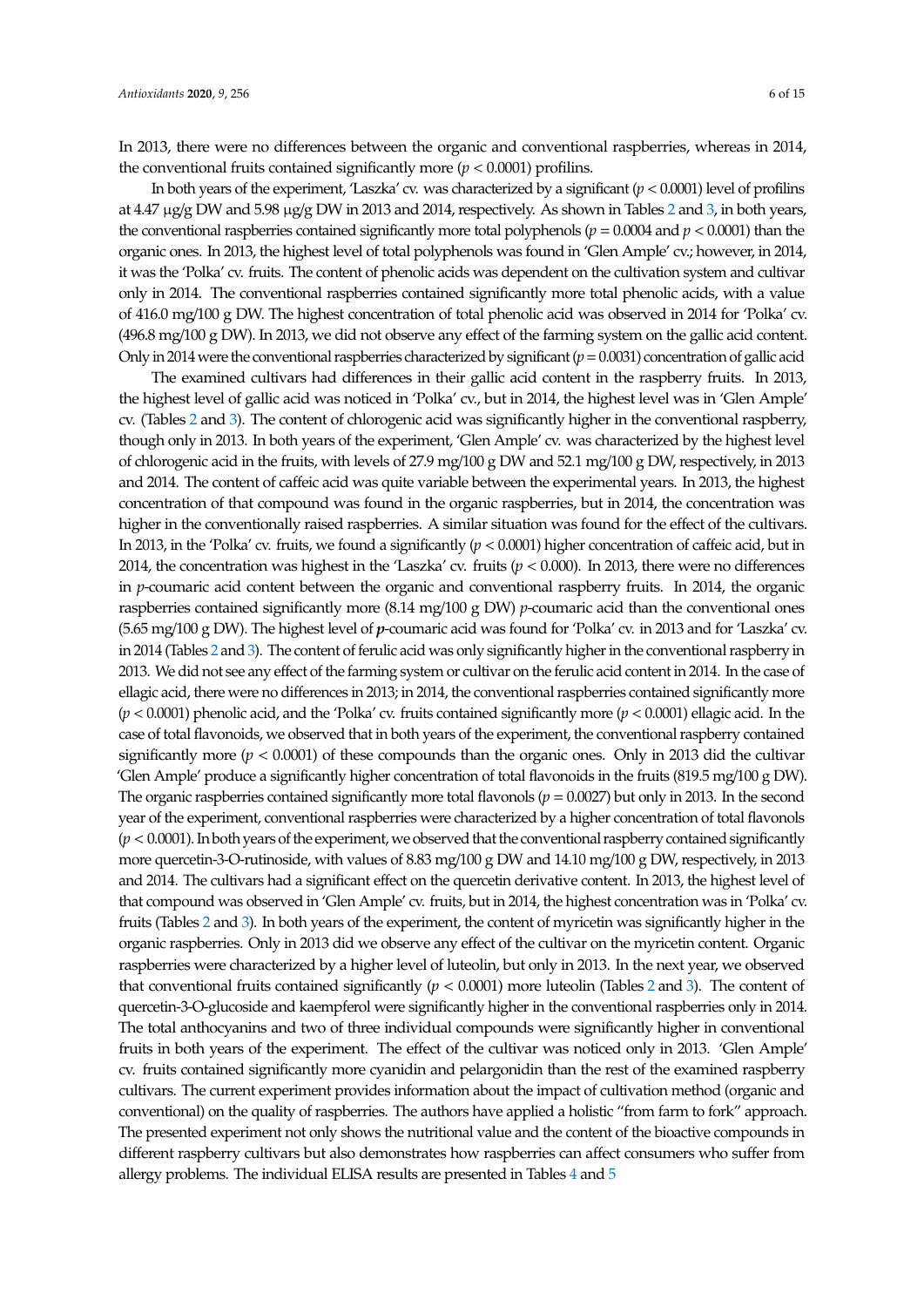In 2013, there were no differences between the organic and conventional raspberries, whereas in 2014, the conventional fruits contained significantly more ($p < 0.0001$) profilins.

In both years of the experiment, 'Laszka' cv. was characterized by a significant ($p < 0.0001$) level of profilins at 4.47 µg/g DW and 5.98 µg/g DW in 2013 and 2014, respectively. As shown in Tables 2 and 3, in both years, the conventional raspberries contained significantly more total polyphenols ($p = 0.0004$ and $p < 0.0001$) than the organic ones. In 2013, the highest level of total polyphenols was found in 'Glen Ample' cv.; however, in 2014, it was the 'Polka' cv. fruits. The content of phenolic acids was dependent on the cultivation system and cultivar only in 2014. The conventional raspberries contained significantly more total phenolic acids, with a value of 416.0 mg/100 g DW. The highest concentration of total phenolic acid was observed in 2014 for 'Polka' cv. (496.8 mg/100 g DW). In 2013, we did not observe any effect of the farming system on the gallic acid content. Only in 2014 were the conventional raspberries characterized by significant ($p = 0.0031$) concentration of gallic acid

The examined cultivars had differences in their gallic acid content in the raspberry fruits. In 2013, the highest level of gallic acid was noticed in 'Polka' cv., but in 2014, the highest level was in 'Glen Ample' cv. (Tables 2 and 3). The content of chlorogenic acid was significantly higher in the conventional raspberry, though only in 2013. In both years of the experiment, 'Glen Ample' cv. was characterized by the highest level of chlorogenic acid in the fruits, with levels of 27.9 mg/100 g DW and 52.1 mg/100 g DW, respectively, in 2013 and 2014. The content of caffeic acid was quite variable between the experimental years. In 2013, the highest concentration of that compound was found in the organic raspberries, but in 2014, the concentration was higher in the conventionally raised raspberries. A similar situation was found for the effect of the cultivars. In 2013, in the 'Polka' cv. fruits, we found a significantly ($p < 0.0001$) higher concentration of caffeic acid, but in 2014, the concentration was highest in the 'Laszka' cv. fruits ($p < 0.000$). In 2013, there were no differences in *p*-coumaric acid content between the organic and conventional raspberry fruits. In 2014, the organic raspberries contained significantly more (8.14 mg/100 g DW) *p*-coumaric acid than the conventional ones (5.65 mg/100 g DW). The highest level of ***p***-coumaric acid was found for 'Polka' cv. in 2013 and for 'Laszka' cv. in 2014 (Tables 2 and 3). The content of ferulic acid was only significantly higher in the conventional raspberry in 2013. We did not see any effect of the farming system or cultivar on the ferulic acid content in 2014. In the case of ellagic acid, there were no differences in 2013; in 2014, the conventional raspberries contained significantly more ($p < 0.0001$) phenolic acid, and the 'Polka' cv. fruits contained significantly more ($p < 0.0001$) ellagic acid. In the case of total flavonoids, we observed that in both years of the experiment, the conventional raspberry contained significantly more ($p < 0.0001$) of these compounds than the organic ones. Only in 2013 did the cultivar 'Glen Ample' produce a significantly higher concentration of total flavonoids in the fruits (819.5 mg/100 g DW). The organic raspberries contained significantly more total flavonols ($p = 0.0027$) but only in 2013. In the second year of the experiment, conventional raspberries were characterized by a higher concentration of total flavonols ($p < 0.0001$). In both years of the experiment, we observed that the conventional raspberry contained significantly more quercetin-3-O-rutinoside, with values of 8.83 mg/100 g DW and 14.10 mg/100 g DW, respectively, in 2013 and 2014. The cultivars had a significant effect on the quercetin derivative content. In 2013, the highest level of that compound was observed in 'Glen Ample' cv. fruits, but in 2014, the highest concentration was in 'Polka' cv. fruits (Tables 2 and 3). In both years of the experiment, the content of myricetin was significantly higher in the organic raspberries. Only in 2013 did we observe any effect of the cultivar on the myricetin content. Organic raspberries were characterized by a higher level of luteolin, but only in 2013. In the next year, we observed that conventional fruits contained significantly ($p < 0.0001$) more luteolin (Tables 2 and 3). The content of quercetin-3-O-glucoside and kaempferol were significantly higher in the conventional raspberries only in 2014. The total anthocyanins and two of three individual compounds were significantly higher in conventional fruits in both years of the experiment. The effect of the cultivar was noticed only in 2013. 'Glen Ample' cv. fruits contained significantly more cyanidin and pelargonidin than the rest of the examined raspberry cultivars. The current experiment provides information about the impact of cultivation method (organic and conventional) on the quality of raspberries. The authors have applied a holistic "from farm to fork" approach. The presented experiment not only shows the nutritional value and the content of the bioactive compounds in different raspberry cultivars but also demonstrates how raspberries can affect consumers who suffer from allergy problems. The individual ELISA results are presented in Tables 4 and 5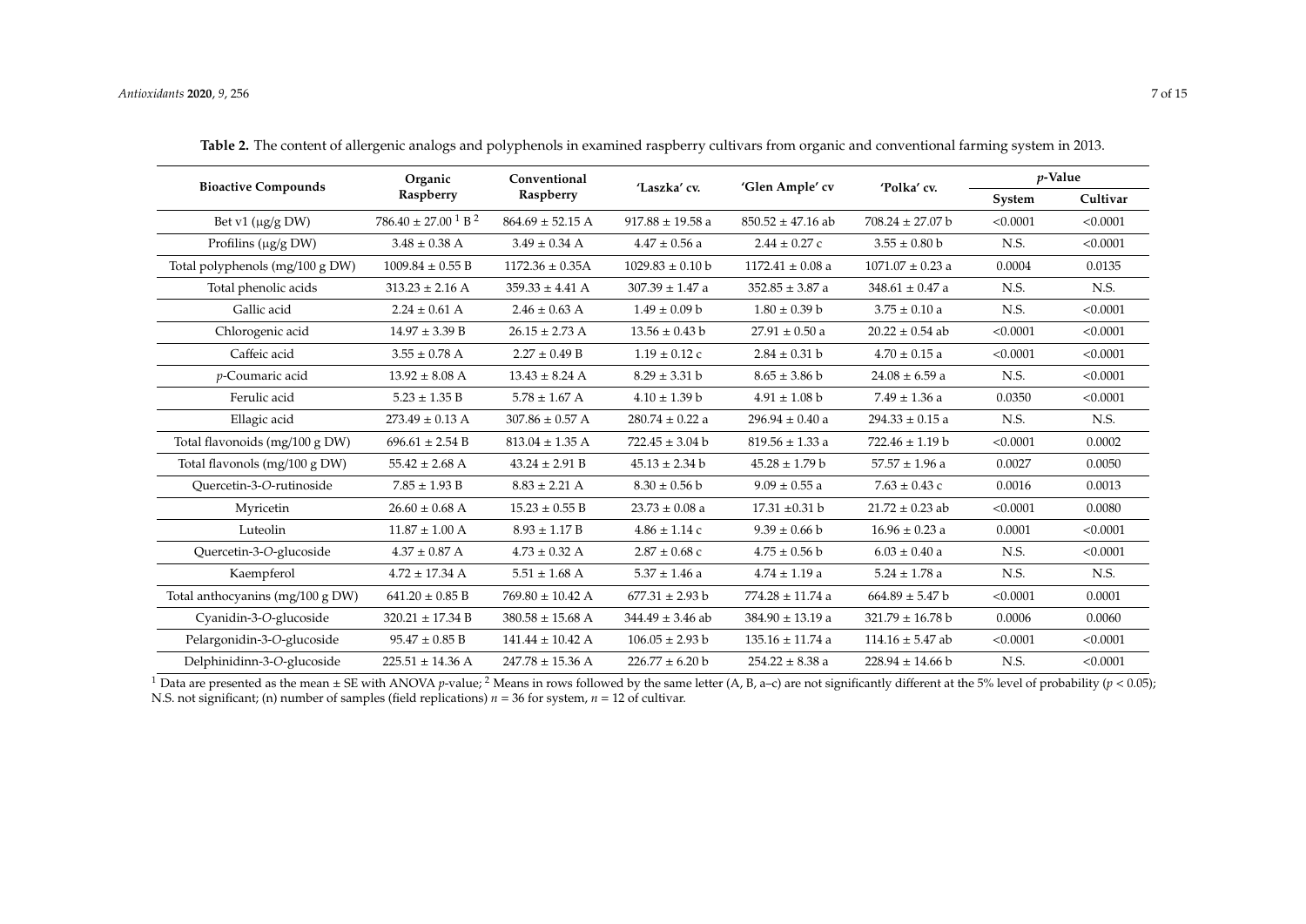**Table 2.** The content of allergenic analogs and polyphenols in examined raspberry cultivars from organic and conventional farming system in 2013.

| Bioactive Compounds | Organic Raspberry | Conventional Raspberry | 'Laszka' cv. | 'Glen Ample' cv | 'Polka' cv. | *p*-Value | |
|---|---|---|---|---|---|---|---|
| | | | | | | System | Cultivar |
| Bet v1 (μg/g DW) | 786.40 ± 27.00 [1] B [2] | 864.69 ± 52.15 A | 917.88 ± 19.58 a | 850.52 ± 47.16 ab | 708.24 ± 27.07 b | <0.0001 | <0.0001 |
| Profilins (μg/g DW) | 3.48 ± 0.38 A | 3.49 ± 0.34 A | 4.47 ± 0.56 a | 2.44 ± 0.27 c | 3.55 ± 0.80 b | N.S. | <0.0001 |
| Total polyphenols (mg/100 g DW) | 1009.84 ± 0.55 B | 1172.36 ± 0.35A | 1029.83 ± 0.10 b | 1172.41 ± 0.08 a | 1071.07 ± 0.23 a | 0.0004 | 0.0135 |
| Total phenolic acids | 313.23 ± 2.16 A | 359.33 ± 4.41 A | 307.39 ± 1.47 a | 352.85 ± 3.87 a | 348.61 ± 0.47 a | N.S. | N.S. |
| Gallic acid | 2.24 ± 0.61 A | 2.46 ± 0.63 A | 1.49 ± 0.09 b | 1.80 ± 0.39 b | 3.75 ± 0.10 a | N.S. | <0.0001 |
| Chlorogenic acid | 14.97 ± 3.39 B | 26.15 ± 2.73 A | 13.56 ± 0.43 b | 27.91 ± 0.50 a | 20.22 ± 0.54 ab | <0.0001 | <0.0001 |
| Caffeic acid | 3.55 ± 0.78 A | 2.27 ± 0.49 B | 1.19 ± 0.12 c | 2.84 ± 0.31 b | 4.70 ± 0.15 a | <0.0001 | <0.0001 |
| *p*-Coumaric acid | 13.92 ± 8.08 A | 13.43 ± 8.24 A | 8.29 ± 3.31 b | 8.65 ± 3.86 b | 24.08 ± 6.59 a | N.S. | <0.0001 |
| Ferulic acid | 5.23 ± 1.35 B | 5.78 ± 1.67 A | 4.10 ± 1.39 b | 4.91 ± 1.08 b | 7.49 ± 1.36 a | 0.0350 | <0.0001 |
| Ellagic acid | 273.49 ± 0.13 A | 307.86 ± 0.57 A | 280.74 ± 0.22 a | 296.94 ± 0.40 a | 294.33 ± 0.15 a | N.S. | N.S. |
| Total flavonoids (mg/100 g DW) | 696.61 ± 2.54 B | 813.04 ± 1.35 A | 722.45 ± 3.04 b | 819.56 ± 1.33 a | 722.46 ± 1.19 b | <0.0001 | 0.0002 |
| Total flavonols (mg/100 g DW) | 55.42 ± 2.68 A | 43.24 ± 2.91 B | 45.13 ± 2.34 b | 45.28 ± 1.79 b | 57.57 ± 1.96 a | 0.0027 | 0.0050 |
| Quercetin-3-*O*-rutinoside | 7.85 ± 1.93 B | 8.83 ± 2.21 A | 8.30 ± 0.56 b | 9.09 ± 0.55 a | 7.63 ± 0.43 c | 0.0016 | 0.0013 |
| Myricetin | 26.60 ± 0.68 A | 15.23 ± 0.55 B | 23.73 ± 0.08 a | 17.31 ±0.31 b | 21.72 ± 0.23 ab | <0.0001 | 0.0080 |
| Luteolin | 11.87 ± 1.00 A | 8.93 ± 1.17 B | 4.86 ± 1.14 c | 9.39 ± 0.66 b | 16.96 ± 0.23 a | 0.0001 | <0.0001 |
| Quercetin-3-*O*-glucoside | 4.37 ± 0.87 A | 4.73 ± 0.32 A | 2.87 ± 0.68 c | 4.75 ± 0.56 b | 6.03 ± 0.40 a | N.S. | <0.0001 |
| Kaempferol | 4.72 ± 17.34 A | 5.51 ± 1.68 A | 5.37 ± 1.46 a | 4.74 ± 1.19 a | 5.24 ± 1.78 a | N.S. | N.S. |
| Total anthocyanins (mg/100 g DW) | 641.20 ± 0.85 B | 769.80 ± 10.42 A | 677.31 ± 2.93 b | 774.28 ± 11.74 a | 664.89 ± 5.47 b | <0.0001 | 0.0001 |
| Cyanidin-3-*O*-glucoside | 320.21 ± 17.34 B | 380.58 ± 15.68 A | 344.49 ± 3.46 ab | 384.90 ± 13.19 a | 321.79 ± 16.78 b | 0.0006 | 0.0060 |
| Pelargonidin-3-*O*-glucoside | 95.47 ± 0.85 B | 141.44 ± 10.42 A | 106.05 ± 2.93 b | 135.16 ± 11.74 a | 114.16 ± 5.47 ab | <0.0001 | <0.0001 |
| Delphinidinn-3-*O*-glucoside | 225.51 ± 14.36 A | 247.78 ± 15.36 A | 226.77 ± 6.20 b | 254.22 ± 8.38 a | 228.94 ± 14.66 b | N.S. | <0.0001 |

[1] Data are presented as the mean ± SE with ANOVA *p*-value; [2] Means in rows followed by the same letter (A, B, a–c) are not significantly different at the 5% level of probability ($p < 0.05$); N.S. not significant; (n) number of samples (field replications) $n = 36$ for system, $n = 12$ of cultivar.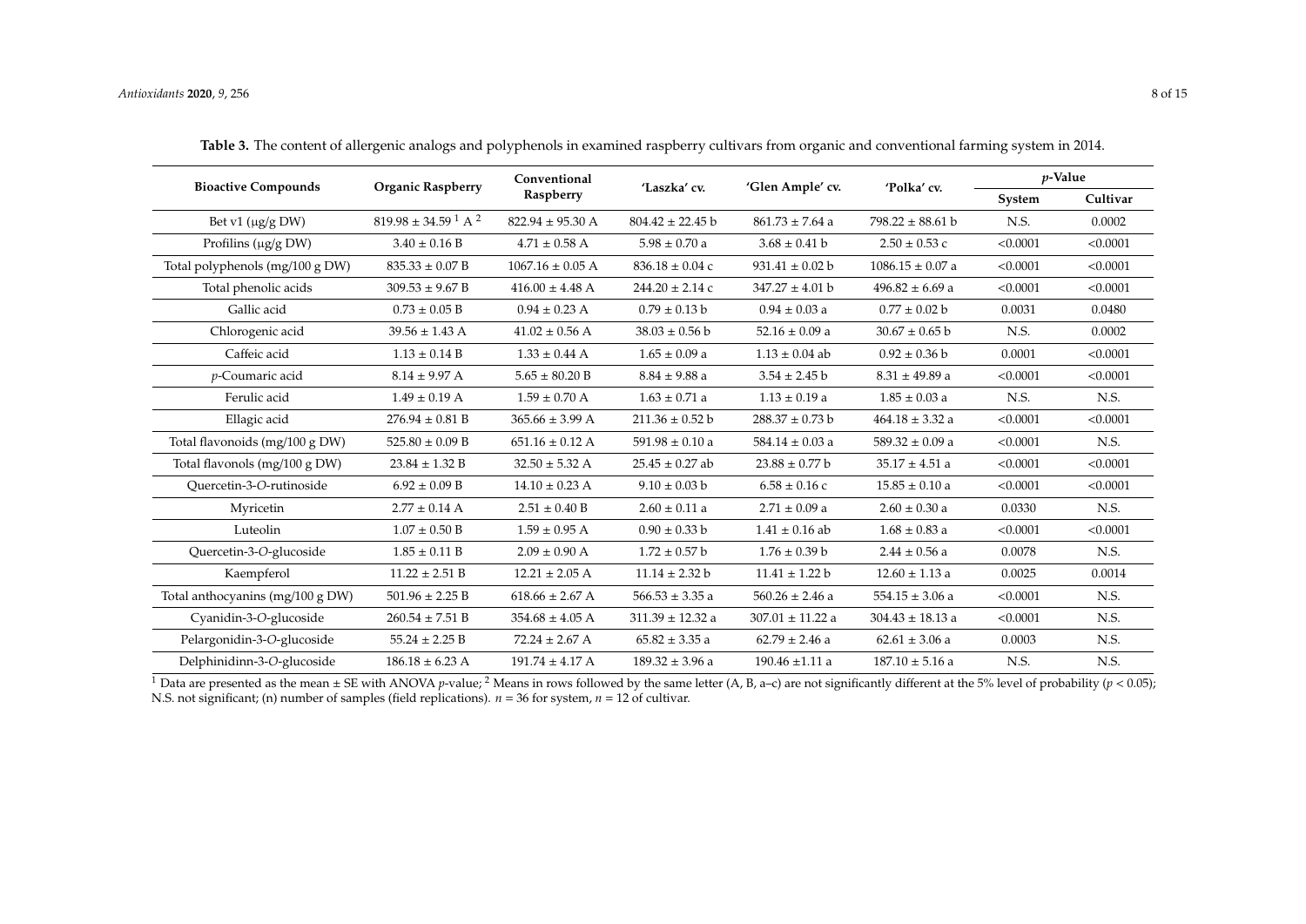**Table 3.** The content of allergenic analogs and polyphenols in examined raspberry cultivars from organic and conventional farming system in 2014.

| Bioactive Compounds | Organic Raspberry | Conventional Raspberry | 'Laszka' cv. | 'Glen Ample' cv. | 'Polka' cv. | *p*-Value | |
|---|---|---|---|---|---|---|---|
| | | | | | | System | Cultivar |
| Bet v1 (µg/g DW) | 819.98 ± 34.59 [1] A [2] | 822.94 ± 95.30 A | 804.42 ± 22.45 b | 861.73 ± 7.64 a | 798.22 ± 88.61 b | N.S. | 0.0002 |
| Profilins (µg/g DW) | 3.40 ± 0.16 B | 4.71 ± 0.58 A | 5.98 ± 0.70 a | 3.68 ± 0.41 b | 2.50 ± 0.53 c | <0.0001 | <0.0001 |
| Total polyphenols (mg/100 g DW) | 835.33 ± 0.07 B | 1067.16 ± 0.05 A | 836.18 ± 0.04 c | 931.41 ± 0.02 b | 1086.15 ± 0.07 a | <0.0001 | <0.0001 |
| Total phenolic acids | 309.53 ± 9.67 B | 416.00 ± 4.48 A | 244.20 ± 2.14 c | 347.27 ± 4.01 b | 496.82 ± 6.69 a | <0.0001 | <0.0001 |
| Gallic acid | 0.73 ± 0.05 B | 0.94 ± 0.23 A | 0.79 ± 0.13 b | 0.94 ± 0.03 a | 0.77 ± 0.02 b | 0.0031 | 0.0480 |
| Chlorogenic acid | 39.56 ± 1.43 A | 41.02 ± 0.56 A | 38.03 ± 0.56 b | 52.16 ± 0.09 a | 30.67 ± 0.65 b | N.S. | 0.0002 |
| Caffeic acid | 1.13 ± 0.14 B | 1.33 ± 0.44 A | 1.65 ± 0.09 a | 1.13 ± 0.04 ab | 0.92 ± 0.36 b | 0.0001 | <0.0001 |
| *p*-Coumaric acid | 8.14 ± 9.97 A | 5.65 ± 80.20 B | 8.84 ± 9.88 a | 3.54 ± 2.45 b | 8.31 ± 49.89 a | <0.0001 | <0.0001 |
| Ferulic acid | 1.49 ± 0.19 A | 1.59 ± 0.70 A | 1.63 ± 0.71 a | 1.13 ± 0.19 a | 1.85 ± 0.03 a | N.S. | N.S. |
| Ellagic acid | 276.94 ± 0.81 B | 365.66 ± 3.99 A | 211.36 ± 0.52 b | 288.37 ± 0.73 b | 464.18 ± 3.32 a | <0.0001 | <0.0001 |
| Total flavonoids (mg/100 g DW) | 525.80 ± 0.09 B | 651.16 ± 0.12 A | 591.98 ± 0.10 a | 584.14 ± 0.03 a | 589.32 ± 0.09 a | <0.0001 | N.S. |
| Total flavonols (mg/100 g DW) | 23.84 ± 1.32 B | 32.50 ± 5.32 A | 25.45 ± 0.27 ab | 23.88 ± 0.77 b | 35.17 ± 4.51 a | <0.0001 | <0.0001 |
| Quercetin-3-*O*-rutinoside | 6.92 ± 0.09 B | 14.10 ± 0.23 A | 9.10 ± 0.03 b | 6.58 ± 0.16 c | 15.85 ± 0.10 a | <0.0001 | <0.0001 |
| Myricetin | 2.77 ± 0.14 A | 2.51 ± 0.40 B | 2.60 ± 0.11 a | 2.71 ± 0.09 a | 2.60 ± 0.30 a | 0.0330 | N.S. |
| Luteolin | 1.07 ± 0.50 B | 1.59 ± 0.95 A | 0.90 ± 0.33 b | 1.41 ± 0.16 ab | 1.68 ± 0.83 a | <0.0001 | <0.0001 |
| Quercetin-3-*O*-glucoside | 1.85 ± 0.11 B | 2.09 ± 0.90 A | 1.72 ± 0.57 b | 1.76 ± 0.39 b | 2.44 ± 0.56 a | 0.0078 | N.S. |
| Kaempferol | 11.22 ± 2.51 B | 12.21 ± 2.05 A | 11.14 ± 2.32 b | 11.41 ± 1.22 b | 12.60 ± 1.13 a | 0.0025 | 0.0014 |
| Total anthocyanins (mg/100 g DW) | 501.96 ± 2.25 B | 618.66 ± 2.67 A | 566.53 ± 3.35 a | 560.26 ± 2.46 a | 554.15 ± 3.06 a | <0.0001 | N.S. |
| Cyanidin-3-*O*-glucoside | 260.54 ± 7.51 B | 354.68 ± 4.05 A | 311.39 ± 12.32 a | 307.01 ± 11.22 a | 304.43 ± 18.13 a | <0.0001 | N.S. |
| Pelargonidin-3-*O*-glucoside | 55.24 ± 2.25 B | 72.24 ± 2.67 A | 65.82 ± 3.35 a | 62.79 ± 2.46 a | 62.61 ± 3.06 a | 0.0003 | N.S. |
| Delphinidinn-3-*O*-glucoside | 186.18 ± 6.23 A | 191.74 ± 4.17 A | 189.32 ± 3.96 a | 190.46 ±1.11 a | 187.10 ± 5.16 a | N.S. | N.S. |

[1] Data are presented as the mean ± SE with ANOVA *p*-value; [2] Means in rows followed by the same letter (A, B, a–c) are not significantly different at the 5% level of probability ($p < 0.05$); N.S. not significant; (n) number of samples (field replications). $n = 36$ for system, $n = 12$ of cultivar.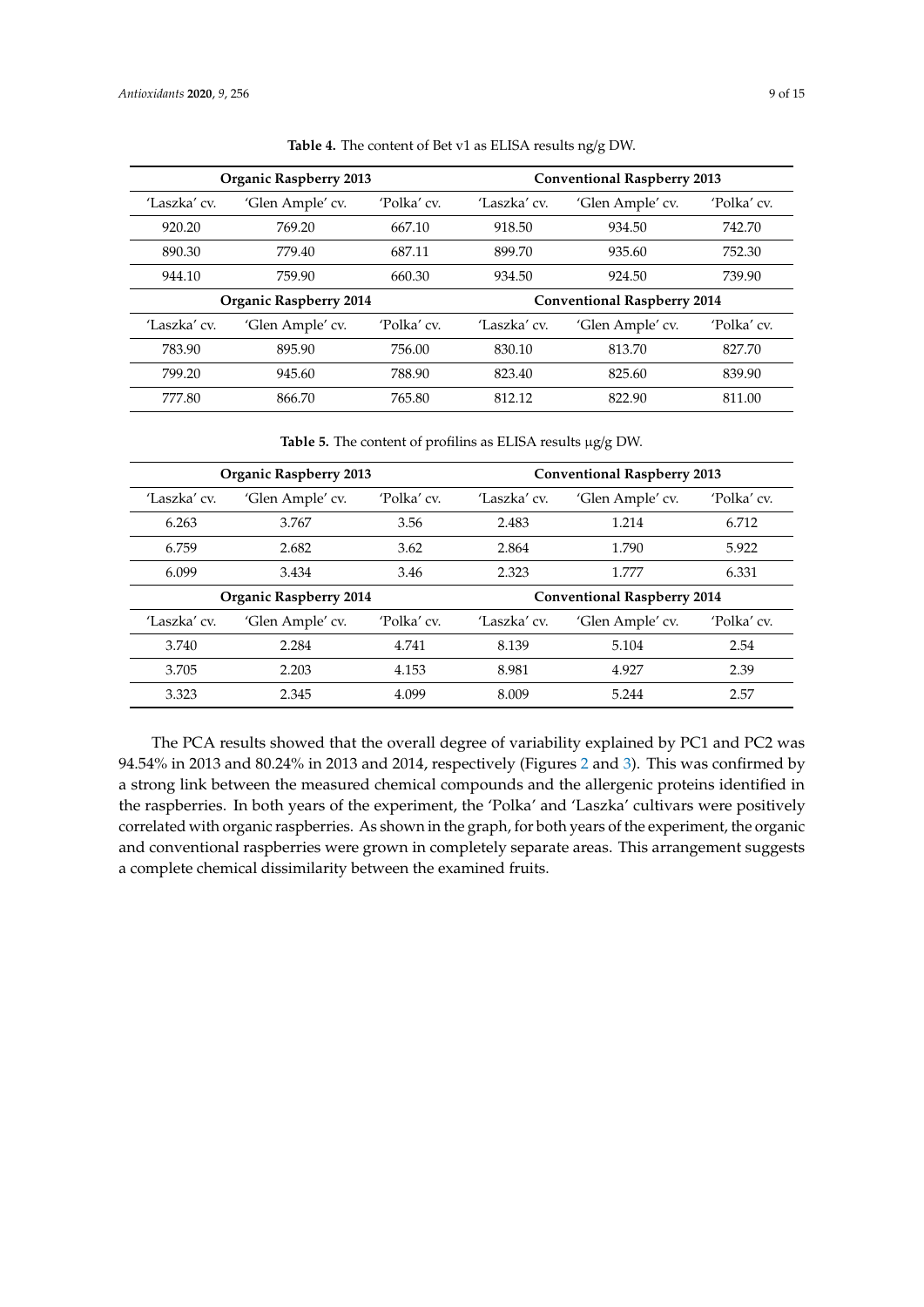**Table 4.** The content of Bet v1 as ELISA results ng/g DW.

| Organic Raspberry 2013 | | | Conventional Raspberry 2013 | | |
|---|---|---|---|---|---|
| 'Laszka' cv. | 'Glen Ample' cv. | 'Polka' cv. | 'Laszka' cv. | 'Glen Ample' cv. | 'Polka' cv. |
| 920.20 | 769.20 | 667.10 | 918.50 | 934.50 | 742.70 |
| 890.30 | 779.40 | 687.11 | 899.70 | 935.60 | 752.30 |
| 944.10 | 759.90 | 660.30 | 934.50 | 924.50 | 739.90 |
| **Organic Raspberry 2014** | | | **Conventional Raspberry 2014** | | |
| 'Laszka' cv. | 'Glen Ample' cv. | 'Polka' cv. | 'Laszka' cv. | 'Glen Ample' cv. | 'Polka' cv. |
| 783.90 | 895.90 | 756.00 | 830.10 | 813.70 | 827.70 |
| 799.20 | 945.60 | 788.90 | 823.40 | 825.60 | 839.90 |
| 777.80 | 866.70 | 765.80 | 812.12 | 822.90 | 811.00 |

**Table 5.** The content of profilins as ELISA results μg/g DW.

| Organic Raspberry 2013 | | | Conventional Raspberry 2013 | | |
|---|---|---|---|---|---|
| 'Laszka' cv. | 'Glen Ample' cv. | 'Polka' cv. | 'Laszka' cv. | 'Glen Ample' cv. | 'Polka' cv. |
| 6.263 | 3.767 | 3.56 | 2.483 | 1.214 | 6.712 |
| 6.759 | 2.682 | 3.62 | 2.864 | 1.790 | 5.922 |
| 6.099 | 3.434 | 3.46 | 2.323 | 1.777 | 6.331 |
| **Organic Raspberry 2014** | | | **Conventional Raspberry 2014** | | |
| 'Laszka' cv. | 'Glen Ample' cv. | 'Polka' cv. | 'Laszka' cv. | 'Glen Ample' cv. | 'Polka' cv. |
| 3.740 | 2.284 | 4.741 | 8.139 | 5.104 | 2.54 |
| 3.705 | 2.203 | 4.153 | 8.981 | 4.927 | 2.39 |
| 3.323 | 2.345 | 4.099 | 8.009 | 5.244 | 2.57 |

The PCA results showed that the overall degree of variability explained by PC1 and PC2 was 94.54% in 2013 and 80.24% in 2013 and 2014, respectively (Figures 2 and 3). This was confirmed by a strong link between the measured chemical compounds and the allergenic proteins identified in the raspberries. In both years of the experiment, the 'Polka' and 'Laszka' cultivars were positively correlated with organic raspberries. As shown in the graph, for both years of the experiment, the organic and conventional raspberries were grown in completely separate areas. This arrangement suggests a complete chemical dissimilarity between the examined fruits.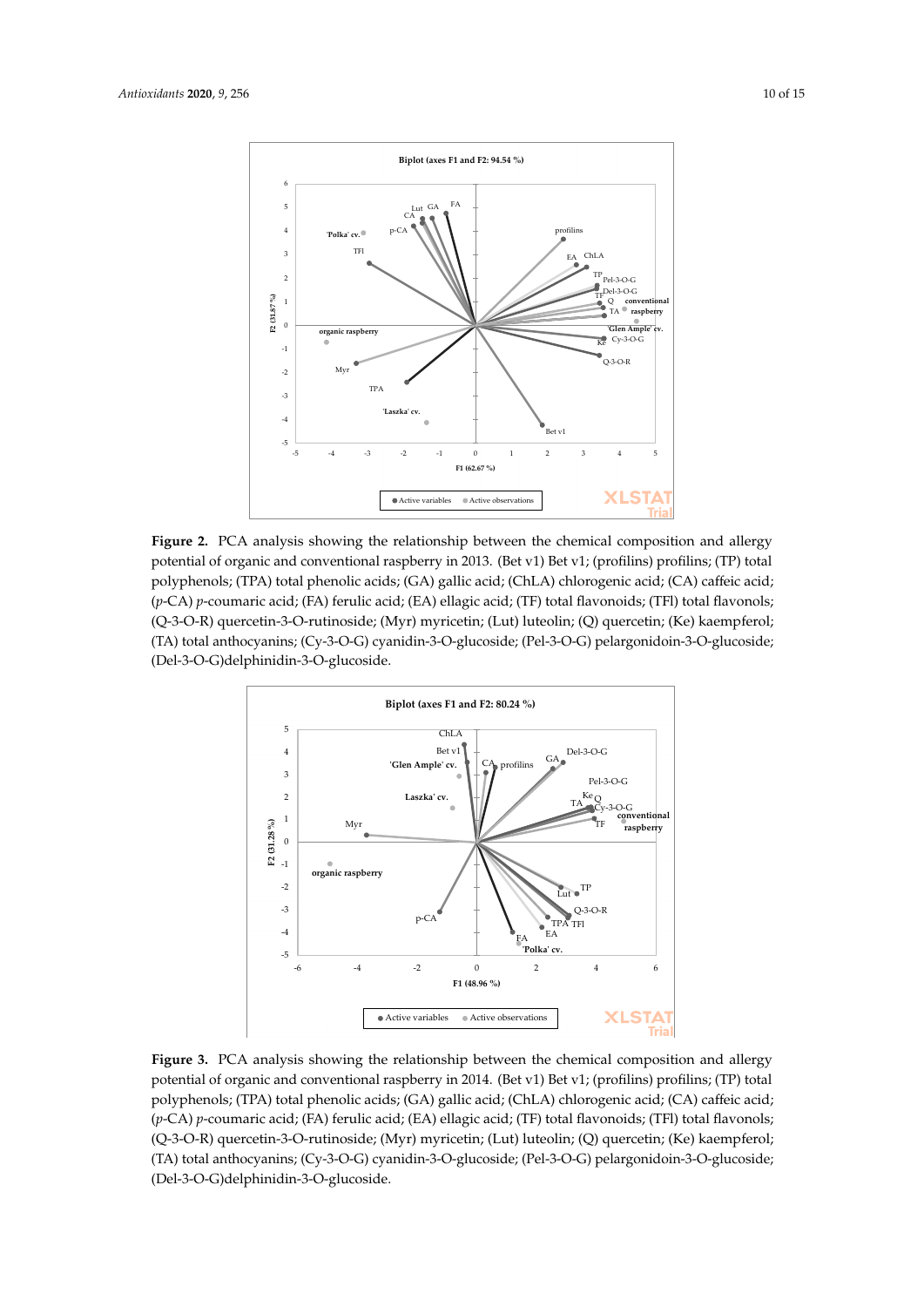**Figure 2.** PCA analysis showing the relationship between the chemical composition and allergy potential of organic and conventional raspberry in 2013. (Bet v1) Bet v1; (profilins) profilins; (TP) total polyphenols; (TPA) total phenolic acids; (GA) gallic acid; (ChLA) chlorogenic acid; (CA) caffeic acid; (*p*-CA) *p*-coumaric acid; (FA) ferulic acid; (EA) ellagic acid; (TF) total flavonoids; (TFl) total flavonols; (Q-3-O-R) quercetin-3-O-rutinoside; (Myr) myricetin; (Lut) luteolin; (Q) quercetin; (Ke) kaempferol; (TA) total anthocyanins; (Cy-3-O-G) cyanidin-3-O-glucoside; (Pel-3-O-G) pelargonidoin-3-O-glucoside; (Del-3-O-G)delphinidin-3-O-glucoside.

**Figure 3.** PCA analysis showing the relationship between the chemical composition and allergy potential of organic and conventional raspberry in 2014. (Bet v1) Bet v1; (profilins) profilins; (TP) total polyphenols; (TPA) total phenolic acids; (GA) gallic acid; (ChLA) chlorogenic acid; (CA) caffeic acid; (*p*-CA) *p*-coumaric acid; (FA) ferulic acid; (EA) ellagic acid; (TF) total flavonoids; (TFl) total flavonols; (Q-3-O-R) quercetin-3-O-rutinoside; (Myr) myricetin; (Lut) luteolin; (Q) quercetin; (Ke) kaempferol; (TA) total anthocyanins; (Cy-3-O-G) cyanidin-3-O-glucoside; (Pel-3-O-G) pelargonidoin-3-O-glucoside; (Del-3-O-G)delphinidin-3-O-glucoside.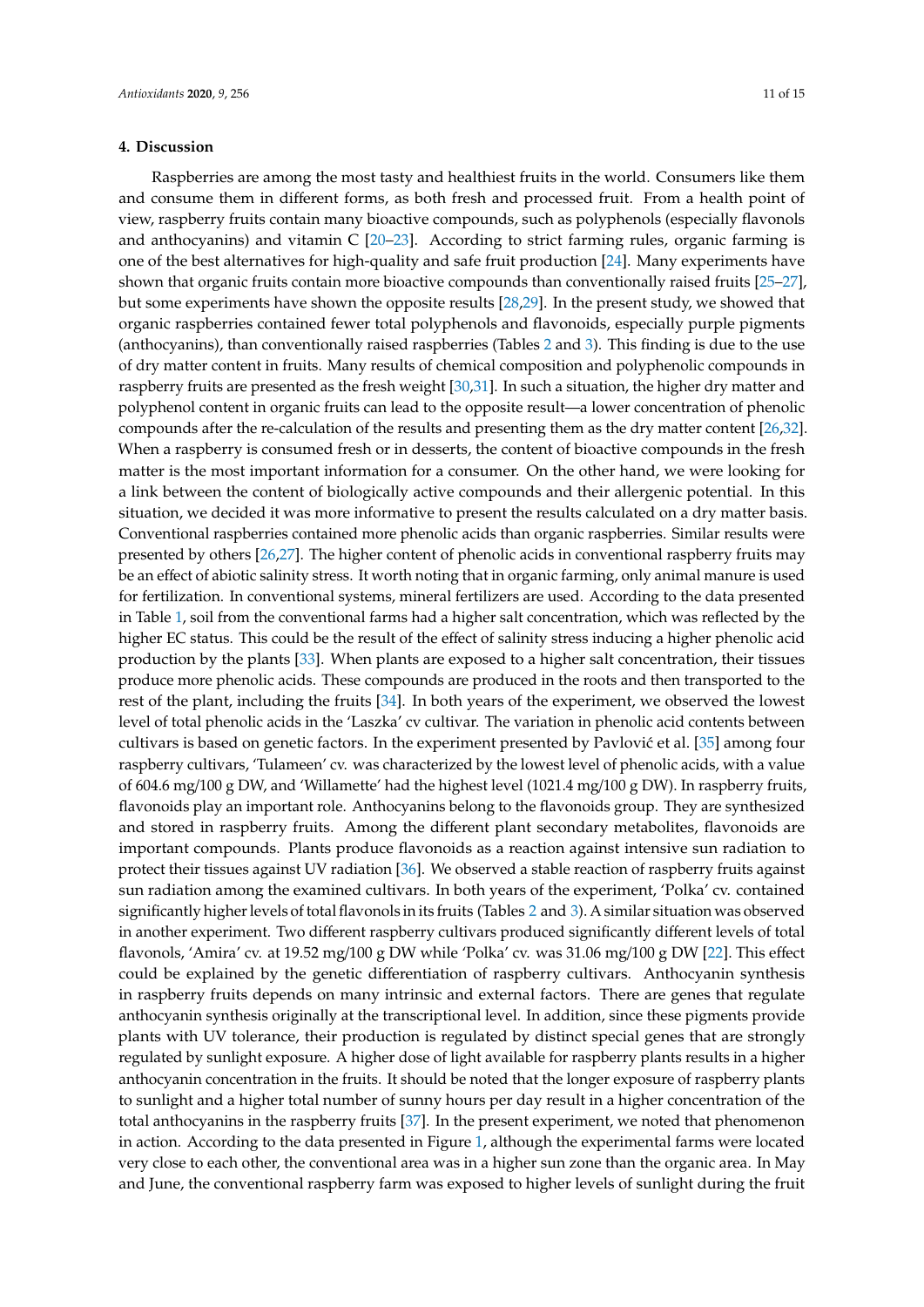## 4. Discussion

Raspberries are among the most tasty and healthiest fruits in the world. Consumers like them and consume them in different forms, as both fresh and processed fruit. From a health point of view, raspberry fruits contain many bioactive compounds, such as polyphenols (especially flavonols and anthocyanins) and vitamin C [20–23]. According to strict farming rules, organic farming is one of the best alternatives for high-quality and safe fruit production [24]. Many experiments have shown that organic fruits contain more bioactive compounds than conventionally raised fruits [25–27], but some experiments have shown the opposite results [28,29]. In the present study, we showed that organic raspberries contained fewer total polyphenols and flavonoids, especially purple pigments (anthocyanins), than conventionally raised raspberries (Tables 2 and 3). This finding is due to the use of dry matter content in fruits. Many results of chemical composition and polyphenolic compounds in raspberry fruits are presented as the fresh weight [30,31]. In such a situation, the higher dry matter and polyphenol content in organic fruits can lead to the opposite result—a lower concentration of phenolic compounds after the re-calculation of the results and presenting them as the dry matter content [26,32]. When a raspberry is consumed fresh or in desserts, the content of bioactive compounds in the fresh matter is the most important information for a consumer. On the other hand, we were looking for a link between the content of biologically active compounds and their allergenic potential. In this situation, we decided it was more informative to present the results calculated on a dry matter basis. Conventional raspberries contained more phenolic acids than organic raspberries. Similar results were presented by others [26,27]. The higher content of phenolic acids in conventional raspberry fruits may be an effect of abiotic salinity stress. It worth noting that in organic farming, only animal manure is used for fertilization. In conventional systems, mineral fertilizers are used. According to the data presented in Table 1, soil from the conventional farms had a higher salt concentration, which was reflected by the higher EC status. This could be the result of the effect of salinity stress inducing a higher phenolic acid production by the plants [33]. When plants are exposed to a higher salt concentration, their tissues produce more phenolic acids. These compounds are produced in the roots and then transported to the rest of the plant, including the fruits [34]. In both years of the experiment, we observed the lowest level of total phenolic acids in the 'Laszka' cv cultivar. The variation in phenolic acid contents between cultivars is based on genetic factors. In the experiment presented by Pavlović et al. [35] among four raspberry cultivars, 'Tulameen' cv. was characterized by the lowest level of phenolic acids, with a value of 604.6 mg/100 g DW, and 'Willamette' had the highest level (1021.4 mg/100 g DW). In raspberry fruits, flavonoids play an important role. Anthocyanins belong to the flavonoids group. They are synthesized and stored in raspberry fruits. Among the different plant secondary metabolites, flavonoids are important compounds. Plants produce flavonoids as a reaction against intensive sun radiation to protect their tissues against UV radiation [36]. We observed a stable reaction of raspberry fruits against sun radiation among the examined cultivars. In both years of the experiment, 'Polka' cv. contained significantly higher levels of total flavonols in its fruits (Tables 2 and 3). A similar situation was observed in another experiment. Two different raspberry cultivars produced significantly different levels of total flavonols, 'Amira' cv. at 19.52 mg/100 g DW while 'Polka' cv. was 31.06 mg/100 g DW [22]. This effect could be explained by the genetic differentiation of raspberry cultivars. Anthocyanin synthesis in raspberry fruits depends on many intrinsic and external factors. There are genes that regulate anthocyanin synthesis originally at the transcriptional level. In addition, since these pigments provide plants with UV tolerance, their production is regulated by distinct special genes that are strongly regulated by sunlight exposure. A higher dose of light available for raspberry plants results in a higher anthocyanin concentration in the fruits. It should be noted that the longer exposure of raspberry plants to sunlight and a higher total number of sunny hours per day result in a higher concentration of the total anthocyanins in the raspberry fruits [37]. In the present experiment, we noted that phenomenon in action. According to the data presented in Figure 1, although the experimental farms were located very close to each other, the conventional area was in a higher sun zone than the organic area. In May and June, the conventional raspberry farm was exposed to higher levels of sunlight during the fruit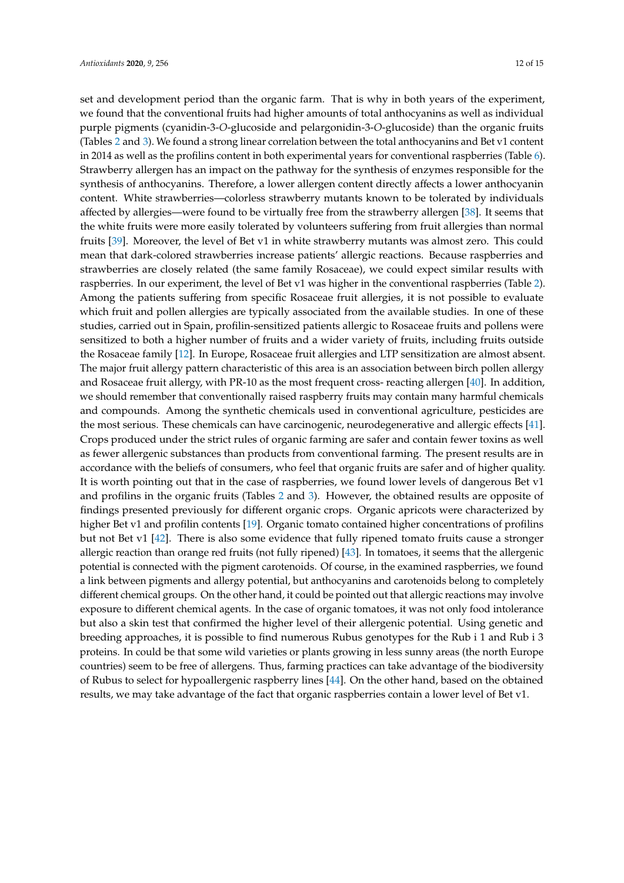set and development period than the organic farm. That is why in both years of the experiment, we found that the conventional fruits had higher amounts of total anthocyanins as well as individual purple pigments (cyanidin-3-*O*-glucoside and pelargonidin-3-*O*-glucoside) than the organic fruits (Tables 2 and 3). We found a strong linear correlation between the total anthocyanins and Bet v1 content in 2014 as well as the profilins content in both experimental years for conventional raspberries (Table 6). Strawberry allergen has an impact on the pathway for the synthesis of enzymes responsible for the synthesis of anthocyanins. Therefore, a lower allergen content directly affects a lower anthocyanin content. White strawberries—colorless strawberry mutants known to be tolerated by individuals affected by allergies—were found to be virtually free from the strawberry allergen [38]. It seems that the white fruits were more easily tolerated by volunteers suffering from fruit allergies than normal fruits [39]. Moreover, the level of Bet v1 in white strawberry mutants was almost zero. This could mean that dark-colored strawberries increase patients' allergic reactions. Because raspberries and strawberries are closely related (the same family Rosaceae), we could expect similar results with raspberries. In our experiment, the level of Bet v1 was higher in the conventional raspberries (Table 2). Among the patients suffering from specific Rosaceae fruit allergies, it is not possible to evaluate which fruit and pollen allergies are typically associated from the available studies. In one of these studies, carried out in Spain, profilin-sensitized patients allergic to Rosaceae fruits and pollens were sensitized to both a higher number of fruits and a wider variety of fruits, including fruits outside the Rosaceae family [12]. In Europe, Rosaceae fruit allergies and LTP sensitization are almost absent. The major fruit allergy pattern characteristic of this area is an association between birch pollen allergy and Rosaceae fruit allergy, with PR-10 as the most frequent cross- reacting allergen [40]. In addition, we should remember that conventionally raised raspberry fruits may contain many harmful chemicals and compounds. Among the synthetic chemicals used in conventional agriculture, pesticides are the most serious. These chemicals can have carcinogenic, neurodegenerative and allergic effects [41]. Crops produced under the strict rules of organic farming are safer and contain fewer toxins as well as fewer allergenic substances than products from conventional farming. The present results are in accordance with the beliefs of consumers, who feel that organic fruits are safer and of higher quality. It is worth pointing out that in the case of raspberries, we found lower levels of dangerous Bet v1 and profilins in the organic fruits (Tables 2 and 3). However, the obtained results are opposite of findings presented previously for different organic crops. Organic apricots were characterized by higher Bet v1 and profilin contents [19]. Organic tomato contained higher concentrations of profilins but not Bet v1 [42]. There is also some evidence that fully ripened tomato fruits cause a stronger allergic reaction than orange red fruits (not fully ripened) [43]. In tomatoes, it seems that the allergenic potential is connected with the pigment carotenoids. Of course, in the examined raspberries, we found a link between pigments and allergy potential, but anthocyanins and carotenoids belong to completely different chemical groups. On the other hand, it could be pointed out that allergic reactions may involve exposure to different chemical agents. In the case of organic tomatoes, it was not only food intolerance but also a skin test that confirmed the higher level of their allergenic potential. Using genetic and breeding approaches, it is possible to find numerous Rubus genotypes for the Rub i 1 and Rub i 3 proteins. In could be that some wild varieties or plants growing in less sunny areas (the north Europe countries) seem to be free of allergens. Thus, farming practices can take advantage of the biodiversity of Rubus to select for hypoallergenic raspberry lines [44]. On the other hand, based on the obtained results, we may take advantage of the fact that organic raspberries contain a lower level of Bet v1.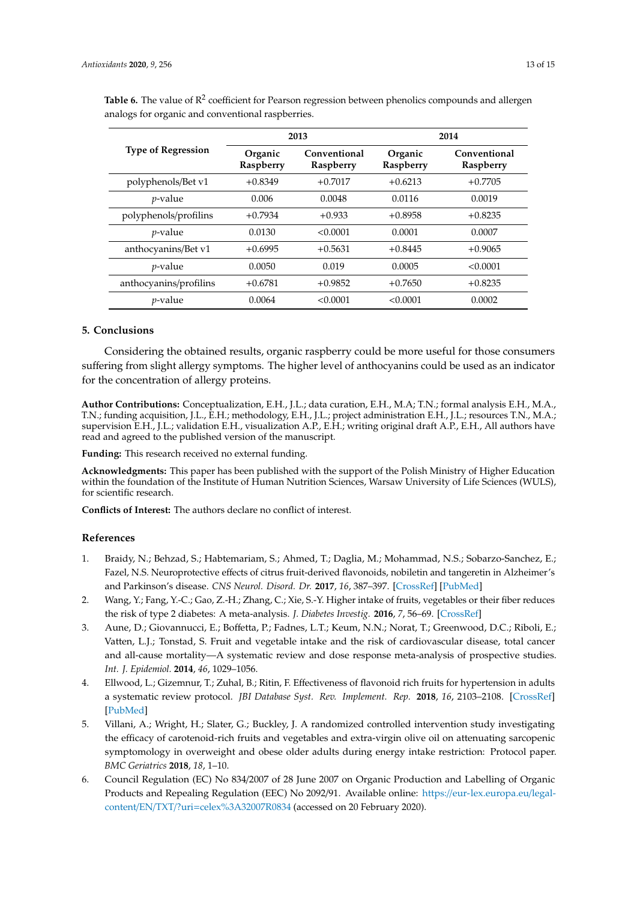**Table 6.** The value of $R^2$ coefficient for Pearson regression between phenolics compounds and allergen analogs for organic and conventional raspberries.

| Type of Regression | 2013 | | 2014 | |
|---|---|---|---|---|
| | Organic Raspberry | Conventional Raspberry | Organic Raspberry | Conventional Raspberry |
| polyphenols/Bet v1 | +0.8349 | +0.7017 | +0.6213 | +0.7705 |
| *p*-value | 0.006 | 0.0048 | 0.0116 | 0.0019 |
| polyphenols/profilins | +0.7934 | +0.933 | +0.8958 | +0.8235 |
| *p*-value | 0.0130 | <0.0001 | 0.0001 | 0.0007 |
| anthocyanins/Bet v1 | +0.6995 | +0.5631 | +0.8445 | +0.9065 |
| *p*-value | 0.0050 | 0.019 | 0.0005 | <0.0001 |
| anthocyanins/profilins | +0.6781 | +0.9852 | +0.7650 | +0.8235 |
| *p*-value | 0.0064 | <0.0001 | <0.0001 | 0.0002 |

## 5. Conclusions

Considering the obtained results, organic raspberry could be more useful for those consumers suffering from slight allergy symptoms. The higher level of anthocyanins could be used as an indicator for the concentration of allergy proteins.

**Author Contributions:** Conceptualization, E.H., J.L.; data curation, E.H., M.A; T.N.; formal analysis E.H., M.A., T.N.; funding acquisition, J.L., E.H.; methodology, E.H., J.L.; project administration E.H., J.L.; resources T.N., M.A.; supervision E.H., J.L.; validation E.H., visualization A.P., E.H.; writing original draft A.P., E.H., All authors have read and agreed to the published version of the manuscript.

**Funding:** This research received no external funding.

**Acknowledgments:** This paper has been published with the support of the Polish Ministry of Higher Education within the foundation of the Institute of Human Nutrition Sciences, Warsaw University of Life Sciences (WULS), for scientific research.

**Conflicts of Interest:** The authors declare no conflict of interest.

## References

1. Braidy, N.; Behzad, S.; Habtemariam, S.; Ahmed, T.; Daglia, M.; Mohammad, N.S.; Sobarzo-Sanchez, E.; Fazel, N.S. Neuroprotective effects of citrus fruit-derived flavonoids, nobiletin and tangeretin in Alzheimer's and Parkinson's disease. *CNS Neurol. Disord. Dr.* **2017**, *16*, 387–397. [CrossRef] [PubMed]
2. Wang, Y.; Fang, Y.-C.; Gao, Z.-H.; Zhang, C.; Xie, S.-Y. Higher intake of fruits, vegetables or their fiber reduces the risk of type 2 diabetes: A meta-analysis. *J. Diabetes Investig.* **2016**, *7*, 56–69. [CrossRef]
3. Aune, D.; Giovannucci, E.; Boffetta, P.; Fadnes, L.T.; Keum, N.N.; Norat, T.; Greenwood, D.C.; Riboli, E.; Vatten, L.J.; Tonstad, S. Fruit and vegetable intake and the risk of cardiovascular disease, total cancer and all-cause mortality—A systematic review and dose response meta-analysis of prospective studies. *Int. J. Epidemiol.* **2014**, *46*, 1029–1056.
4. Ellwood, L.; Gizemnur, T.; Zuhal, B.; Ritin, F. Effectiveness of flavonoid rich fruits for hypertension in adults a systematic review protocol. *JBI Database Syst. Rev. Implement. Rep.* **2018**, *16*, 2103–2108. [CrossRef] [PubMed]
5. Villani, A.; Wright, H.; Slater, G.; Buckley, J. A randomized controlled intervention study investigating the efficacy of carotenoid-rich fruits and vegetables and extra-virgin olive oil on attenuating sarcopenic symptomology in overweight and obese older adults during energy intake restriction: Protocol paper. *BMC Geriatrics* **2018**, *18*, 1–10.
6. Council Regulation (EC) No 834/2007 of 28 June 2007 on Organic Production and Labelling of Organic Products and Repealing Regulation (EEC) No 2092/91. Available online: https://eur-lex.europa.eu/legal-content/EN/TXT/?uri=celex%3A32007R0834 (accessed on 20 February 2020).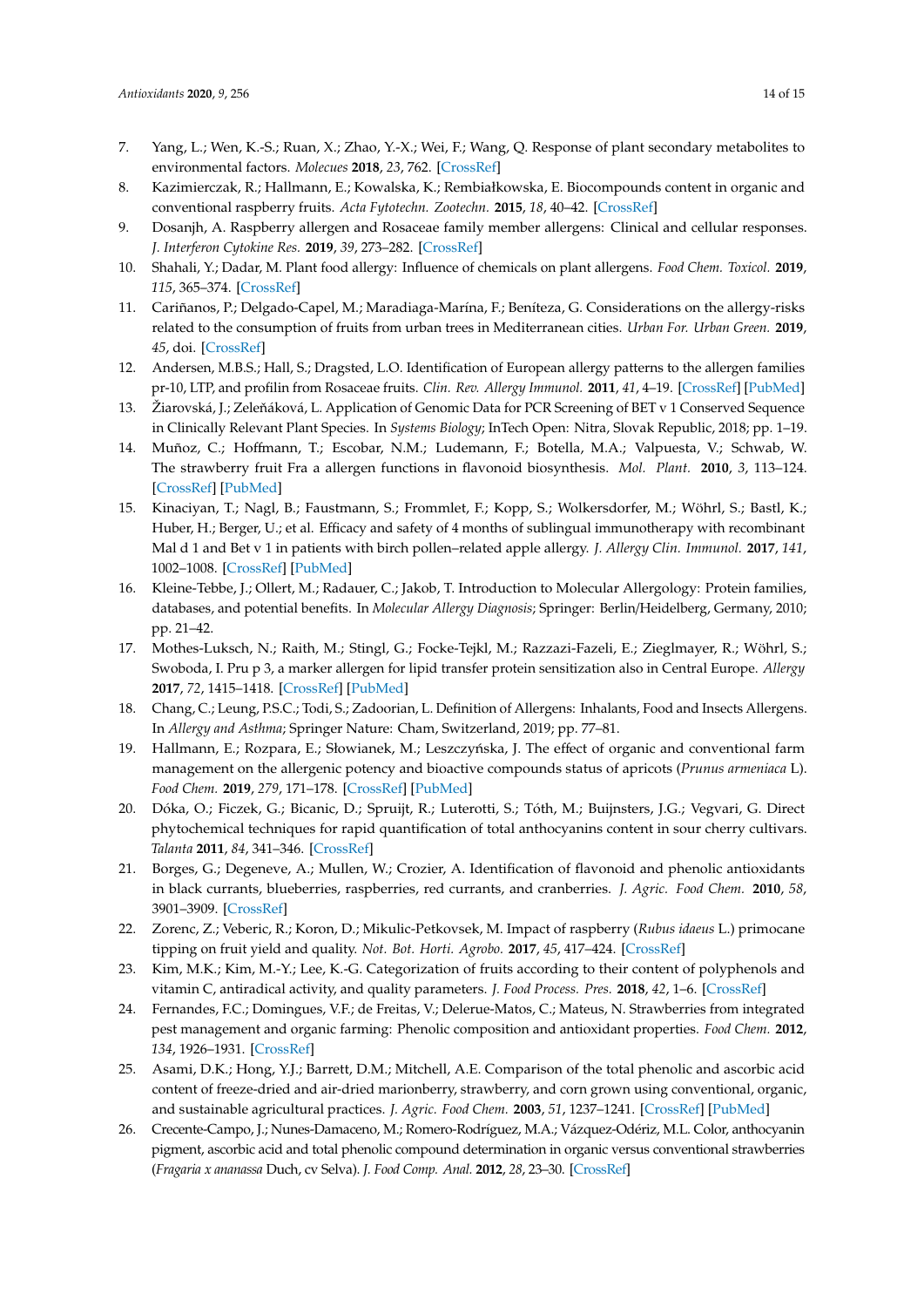7. Yang, L.; Wen, K.-S.; Ruan, X.; Zhao, Y.-X.; Wei, F.; Wang, Q. Response of plant secondary metabolites to environmental factors. *Molecues* **2018**, *23*, 762. [CrossRef]
8. Kazimierczak, R.; Hallmann, E.; Kowalska, K.; Rembiałkowska, E. Biocompounds content in organic and conventional raspberry fruits. *Acta Fytotechn. Zootechn.* **2015**, *18*, 40–42. [CrossRef]
9. Dosanjh, A. Raspberry allergen and Rosaceae family member allergens: Clinical and cellular responses. *J. Interferon Cytokine Res.* **2019**, *39*, 273–282. [CrossRef]
10. Shahali, Y.; Dadar, M. Plant food allergy: Influence of chemicals on plant allergens. *Food Chem. Toxicol.* **2019**, *115*, 365–374. [CrossRef]
11. Cariñanos, P.; Delgado-Capel, M.; Maradiaga-Marína, F.; Beníteza, G. Considerations on the allergy-risks related to the consumption of fruits from urban trees in Mediterranean cities. *Urban For. Urban Green.* **2019**, *45*, doi. [CrossRef]
12. Andersen, M.B.S.; Hall, S.; Dragsted, L.O. Identification of European allergy patterns to the allergen families pr-10, LTP, and profilin from Rosaceae fruits. *Clin. Rev. Allergy Immunol.* **2011**, *41*, 4–19. [CrossRef] [PubMed]
13. Žiarovská, J.; Zeleňáková, L. Application of Genomic Data for PCR Screening of BET v 1 Conserved Sequence in Clinically Relevant Plant Species. In *Systems Biology*; InTech Open: Nitra, Slovak Republic, 2018; pp. 1–19.
14. Muñoz, C.; Hoffmann, T.; Escobar, N.M.; Ludemann, F.; Botella, M.A.; Valpuesta, V.; Schwab, W. The strawberry fruit Fra a allergen functions in flavonoid biosynthesis. *Mol. Plant.* **2010**, *3*, 113–124. [CrossRef] [PubMed]
15. Kinaciyan, T.; Nagl, B.; Faustmann, S.; Frommlet, F.; Kopp, S.; Wolkersdorfer, M.; Wöhrl, S.; Bastl, K.; Huber, H.; Berger, U.; et al. Efficacy and safety of 4 months of sublingual immunotherapy with recombinant Mal d 1 and Bet v 1 in patients with birch pollen–related apple allergy. *J. Allergy Clin. Immunol.* **2017**, *141*, 1002–1008. [CrossRef] [PubMed]
16. Kleine-Tebbe, J.; Ollert, M.; Radauer, C.; Jakob, T. Introduction to Molecular Allergology: Protein families, databases, and potential benefits. In *Molecular Allergy Diagnosis*; Springer: Berlin/Heidelberg, Germany, 2010; pp. 21–42.
17. Mothes-Luksch, N.; Raith, M.; Stingl, G.; Focke-Tejkl, M.; Razzazi-Fazeli, E.; Zieglmayer, R.; Wöhrl, S.; Swoboda, I. Pru p 3, a marker allergen for lipid transfer protein sensitization also in Central Europe. *Allergy* **2017**, *72*, 1415–1418. [CrossRef] [PubMed]
18. Chang, C.; Leung, P.S.C.; Todi, S.; Zadoorian, L. Definition of Allergens: Inhalants, Food and Insects Allergens. In *Allergy and Asthma*; Springer Nature: Cham, Switzerland, 2019; pp. 77–81.
19. Hallmann, E.; Rozpara, E.; Słowianek, M.; Leszczyńska, J. The effect of organic and conventional farm management on the allergenic potency and bioactive compounds status of apricots (*Prunus armeniaca* L). *Food Chem.* **2019**, *279*, 171–178. [CrossRef] [PubMed]
20. Dóka, O.; Ficzek, G.; Bicanic, D.; Spruijt, R.; Luterotti, S.; Tóth, M.; Buijnsters, J.G.; Vegvari, G. Direct phytochemical techniques for rapid quantification of total anthocyanins content in sour cherry cultivars. *Talanta* **2011**, *84*, 341–346. [CrossRef]
21. Borges, G.; Degeneve, A.; Mullen, W.; Crozier, A. Identification of flavonoid and phenolic antioxidants in black currants, blueberries, raspberries, red currants, and cranberries. *J. Agric. Food Chem.* **2010**, *58*, 3901–3909. [CrossRef]
22. Zorenc, Z.; Veberic, R.; Koron, D.; Mikulic-Petkovsek, M. Impact of raspberry (*Rubus idaeus* L.) primocane tipping on fruit yield and quality. *Not. Bot. Horti. Agrobo.* **2017**, *45*, 417–424. [CrossRef]
23. Kim, M.K.; Kim, M.-Y.; Lee, K.-G. Categorization of fruits according to their content of polyphenols and vitamin C, antiradical activity, and quality parameters. *J. Food Process. Pres.* **2018**, *42*, 1–6. [CrossRef]
24. Fernandes, F.C.; Domingues, V.F.; de Freitas, V.; Delerue-Matos, C.; Mateus, N. Strawberries from integrated pest management and organic farming: Phenolic composition and antioxidant properties. *Food Chem.* **2012**, *134*, 1926–1931. [CrossRef]
25. Asami, D.K.; Hong, Y.J.; Barrett, D.M.; Mitchell, A.E. Comparison of the total phenolic and ascorbic acid content of freeze-dried and air-dried marionberry, strawberry, and corn grown using conventional, organic, and sustainable agricultural practices. *J. Agric. Food Chem.* **2003**, *51*, 1237–1241. [CrossRef] [PubMed]
26. Crecente-Campo, J.; Nunes-Damaceno, M.; Romero-Rodríguez, M.A.; Vázquez-Odériz, M.L. Color, anthocyanin pigment, ascorbic acid and total phenolic compound determination in organic versus conventional strawberries (*Fragaria x ananassa* Duch, cv Selva). *J. Food Comp. Anal.* **2012**, *28*, 23–30. [CrossRef]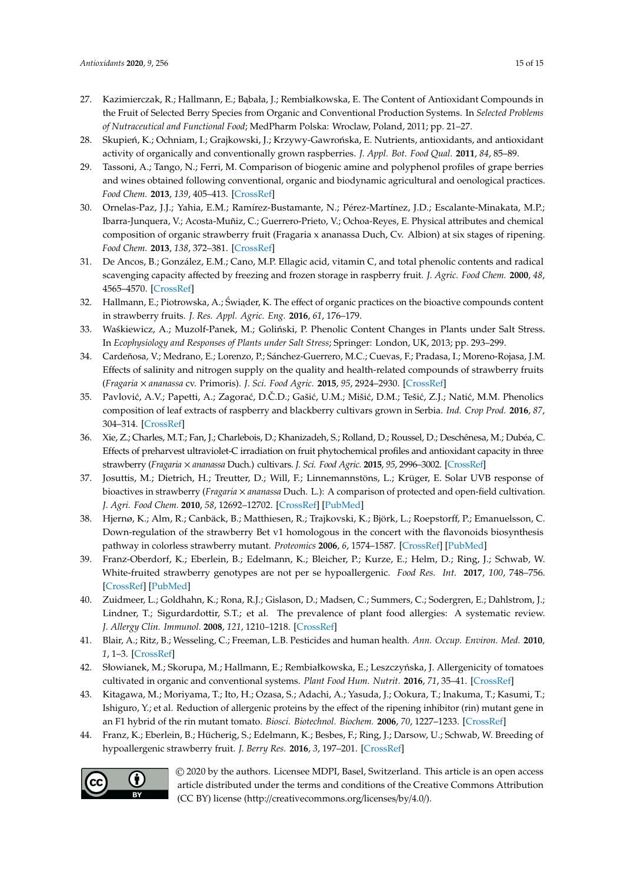27. Kazimierczak, R.; Hallmann, E.; Bąbała, J.; Rembiałkowska, E. The Content of Antioxidant Compounds in the Fruit of Selected Berry Species from Organic and Conventional Production Systems. In *Selected Problems of Nutraceutical and Functional Food*; MedPharm Polska: Wroclaw, Poland, 2011; pp. 21–27.
28. Skupień, K.; Ochniam, I.; Grajkowski, J.; Krzywy-Gawrońska, E. Nutrients, antioxidants, and antioxidant activity of organically and conventionally grown raspberries. *J. Appl. Bot. Food Qual.* **2011**, *84*, 85–89.
29. Tassoni, A.; Tango, N.; Ferri, M. Comparison of biogenic amine and polyphenol profiles of grape berries and wines obtained following conventional, organic and biodynamic agricultural and oenological practices. *Food Chem.* **2013**, *139*, 405–413. [CrossRef]
30. Ornelas-Paz, J.J.; Yahia, E.M.; Ramírez-Bustamante, N.; Pérez-Martínez, J.D.; Escalante-Minakata, M.P.; Ibarra-Junquera, V.; Acosta-Muñiz, C.; Guerrero-Prieto, V.; Ochoa-Reyes, E. Physical attributes and chemical composition of organic strawberry fruit (Fragaria x ananassa Duch, Cv. Albion) at six stages of ripening. *Food Chem.* **2013**, *138*, 372–381. [CrossRef]
31. De Ancos, B.; González, E.M.; Cano, M.P. Ellagic acid, vitamin C, and total phenolic contents and radical scavenging capacity affected by freezing and frozen storage in raspberry fruit. *J. Agric. Food Chem.* **2000**, *48*, 4565–4570. [CrossRef]
32. Hallmann, E.; Piotrowska, A.; Świąder, K. The effect of organic practices on the bioactive compounds content in strawberry fruits. *J. Res. Appl. Agric. Eng.* **2016**, *61*, 176–179.
33. Waśkiewicz, A.; Muzolf-Panek, M.; Goliński, P. Phenolic Content Changes in Plants under Salt Stress. In *Ecophysiology and Responses of Plants under Salt Stress*; Springer: London, UK, 2013; pp. 293–299.
34. Cardeñosa, V.; Medrano, E.; Lorenzo, P.; Sánchez-Guerrero, M.C.; Cuevas, F.; Pradasa, I.; Moreno-Rojasa, J.M. Effects of salinity and nitrogen supply on the quality and health-related compounds of strawberry fruits (*Fragaria × ananassa* cv. Primoris). *J. Sci. Food Agric.* **2015**, *95*, 2924–2930. [CrossRef]
35. Pavlović, A.V.; Papetti, A.; Zagorać, D.Č.D.; Gašić, U.M.; Mišić, D.M.; Tešić, Z.J.; Natić, M.M. Phenolics composition of leaf extracts of raspberry and blackberry cultivars grown in Serbia. *Ind. Crop Prod.* **2016**, *87*, 304–314. [CrossRef]
36. Xie, Z.; Charles, M.T.; Fan, J.; Charlebois, D.; Khanizadeh, S.; Rolland, D.; Roussel, D.; Deschênesa, M.; Dubéa, C. Effects of preharvest ultraviolet-C irradiation on fruit phytochemical profiles and antioxidant capacity in three strawberry (*Fragaria × ananassa* Duch.) cultivars. *J. Sci. Food Agric.* **2015**, *95*, 2996–3002. [CrossRef]
37. Josuttis, M.; Dietrich, H.; Treutter, D.; Will, F.; Linnemannstöns, L.; Krüger, E. Solar UVB response of bioactives in strawberry (*Fragaria × ananassa* Duch. L.): A comparison of protected and open-field cultivation. *J. Agri. Food Chem.* **2010**, *58*, 12692–12702. [CrossRef] [PubMed]
38. Hjernø, K.; Alm, R.; Canbäck, B.; Matthiesen, R.; Trajkovski, K.; Björk, L.; Roepstorff, P.; Emanuelsson, C. Down-regulation of the strawberry Bet v1 homologous in the concert with the flavonoids biosynthesis pathway in colorless strawberry mutant. *Proteomics* **2006**, *6*, 1574–1587. [CrossRef] [PubMed]
39. Franz-Oberdorf, K.; Eberlein, B.; Edelmann, K.; Bleicher, P.; Kurze, E.; Helm, D.; Ring, J.; Schwab, W. White-fruited strawberry genotypes are not per se hypoallergenic. *Food Res. Int.* **2017**, *100*, 748–756. [CrossRef] [PubMed]
40. Zuidmeer, L.; Goldhahn, K.; Rona, R.J.; Gislason, D.; Madsen, C.; Summers, C.; Sodergren, E.; Dahlstrom, J.; Lindner, T.; Sigurdardottir, S.T.; et al. The prevalence of plant food allergies: A systematic review. *J. Allergy Clin. Immunol.* **2008**, *121*, 1210–1218. [CrossRef]
41. Blair, A.; Ritz, B.; Wesseling, C.; Freeman, L.B. Pesticides and human health. *Ann. Occup. Environ. Med.* **2010**, *1*, 1–3. [CrossRef]
42. Słowianek, M.; Skorupa, M.; Hallmann, E.; Rembiałkowska, E.; Leszczyńska, J. Allergenicity of tomatoes cultivated in organic and conventional systems. *Plant Food Hum. Nutrit.* **2016**, *71*, 35–41. [CrossRef]
43. Kitagawa, M.; Moriyama, T.; Ito, H.; Ozasa, S.; Adachi, A.; Yasuda, J.; Ookura, T.; Inakuma, T.; Kasumi, T.; Ishiguro, Y.; et al. Reduction of allergenic proteins by the effect of the ripening inhibitor (rin) mutant gene in an F1 hybrid of the rin mutant tomato. *Biosci. Biotechnol. Biochem.* **2006**, *70*, 1227–1233. [CrossRef]
44. Franz, K.; Eberlein, B.; Hücherig, S.; Edelmann, K.; Besbes, F.; Ring, J.; Darsow, U.; Schwab, W. Breeding of hypoallergenic strawberry fruit. *J. Berry Res.* **2016**, *3*, 197–201. [CrossRef]

© 2020 by the authors. Licensee MDPI, Basel, Switzerland. This article is an open access article distributed under the terms and conditions of the Creative Commons Attribution (CC BY) license (http://creativecommons.org/licenses/by/4.0/).